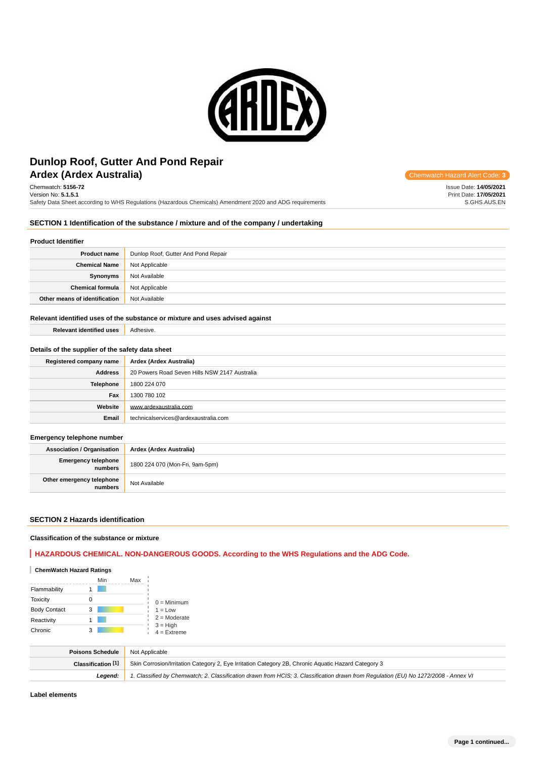# Dunlop Roof, Gutter And Pond Repair

## Ardex (Ardex Australia)

Chemwatch Hazard Alert Code: **3**

Chemwatch: **5156-72**
Version No: **5.1.5.1**
Safety Data Sheet according to WHS Regulations (Hazardous Chemicals) Amendment 2020 and ADG requirements

Issue Date: **14/05/2021**
Print Date: **17/05/2021**
S.GHS.AUS.EN

## SECTION 1 Identification of the substance / mixture and of the company / undertaking

### Product Identifier

| | |
|---|---|
| **Product name** | Dunlop Roof, Gutter And Pond Repair |
| **Chemical Name** | Not Applicable |
| **Synonyms** | Not Available |
| **Chemical formula** | Not Applicable |
| **Other means of identification** | Not Available |

### Relevant identified uses of the substance or mixture and uses advised against

| | |
|---|---|
| **Relevant identified uses** | Adhesive. |

### Details of the supplier of the safety data sheet

| | |
|---|---|
| **Registered company name** | Ardex (Ardex Australia) |
| **Address** | 20 Powers Road Seven Hills NSW 2147 Australia |
| **Telephone** | 1800 224 070 |
| **Fax** | 1300 780 102 |
| **Website** | www.ardexaustralia.com |
| **Email** | technicalservices@ardexaustralia.com |

### Emergency telephone number

| | |
|---|---|
| **Association / Organisation** | Ardex (Ardex Australia) |
| **Emergency telephone numbers** | 1800 224 070 (Mon-Fri, 9am-5pm) |
| **Other emergency telephone numbers** | Not Available |

## SECTION 2 Hazards identification

### Classification of the substance or mixture

**HAZARDOUS CHEMICAL. NON-DANGEROUS GOODS. According to the WHS Regulations and the ADG Code.**

#### ChemWatch Hazard Ratings

| | | Min | Max |
|---|---|---|---|
| Flammability | 1 | | |
| Toxicity | 0 | | |
| Body Contact | 3 | | |
| Reactivity | 1 | | |
| Chronic | 3 | | |

0 = Minimum
1 = Low
2 = Moderate
3 = High
4 = Extreme

| | |
|---|---|
| **Poisons Schedule** | Not Applicable |
| **Classification [1]** | Skin Corrosion/Irritation Category 2, Eye Irritation Category 2B, Chronic Aquatic Hazard Category 3 |
| ***Legend:*** | *1. Classified by Chemwatch; 2. Classification drawn from HCIS; 3. Classification drawn from Regulation (EU) No 1272/2008 - Annex VI* |

### Label elements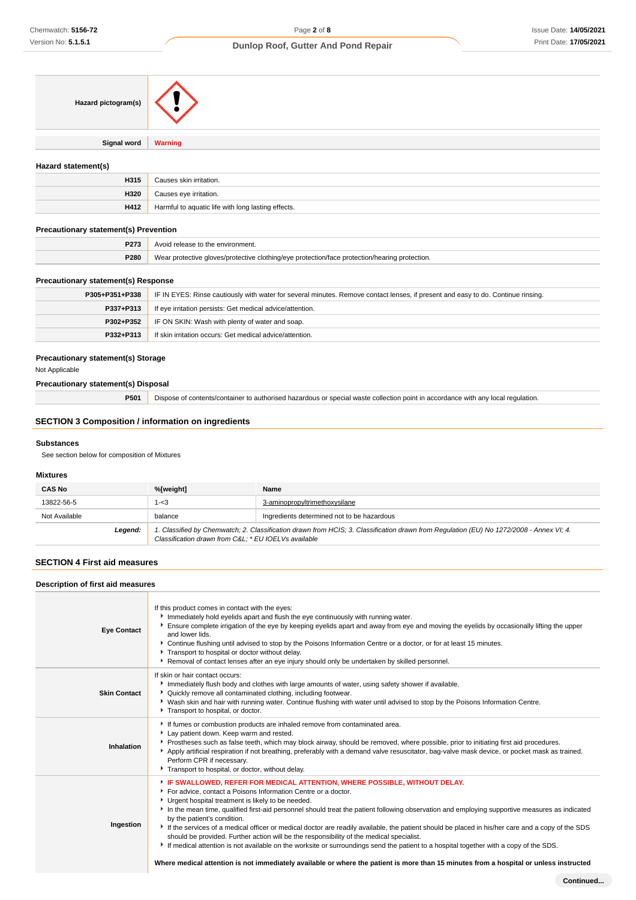| | |
|---|---|
| **Hazard pictogram(s)** | |
| **Signal word** | **Warning** |

### Hazard statement(s)

| | |
|---|---|
| **H315** | Causes skin irritation. |
| **H320** | Causes eye irritation. |
| **H412** | Harmful to aquatic life with long lasting effects. |

### Precautionary statement(s) Prevention

| | |
|---|---|
| **P273** | Avoid release to the environment. |
| **P280** | Wear protective gloves/protective clothing/eye protection/face protection/hearing protection. |

### Precautionary statement(s) Response

| | |
|---|---|
| **P305+P351+P338** | IF IN EYES: Rinse cautiously with water for several minutes. Remove contact lenses, if present and easy to do. Continue rinsing. |
| **P337+P313** | If eye irritation persists: Get medical advice/attention. |
| **P302+P352** | IF ON SKIN: Wash with plenty of water and soap. |
| **P332+P313** | If skin irritation occurs: Get medical advice/attention. |

### Precautionary statement(s) Storage

Not Applicable

### Precautionary statement(s) Disposal

| | |
|---|---|
| **P501** | Dispose of contents/container to authorised hazardous or special waste collection point in accordance with any local regulation. |

## SECTION 3 Composition / information on ingredients

### Substances

See section below for composition of Mixtures

### Mixtures

| CAS No | %[weight] | Name |
|---|---|---|
| 13822-56-5 | 1-<3 | 3-aminopropyltrimethoxysilane |
| Not Available | balance | Ingredients determined not to be hazardous |
| ***Legend:*** | *1. Classified by Chemwatch; 2. Classification drawn from HCIS; 3. Classification drawn from Regulation (EU) No 1272/2008 - Annex VI; 4. Classification drawn from C&L; * EU IOELVs available* | |

## SECTION 4 First aid measures

### Description of first aid measures

| | |
|---|---|
| **Eye Contact** | If this product comes in contact with the eyes:<br>▸ Immediately hold eyelids apart and flush the eye continuously with running water.<br>▸ Ensure complete irrigation of the eye by keeping eyelids apart and away from eye and moving the eyelids by occasionally lifting the upper and lower lids.<br>▸ Continue flushing until advised to stop by the Poisons Information Centre or a doctor, or for at least 15 minutes.<br>▸ Transport to hospital or doctor without delay.<br>▸ Removal of contact lenses after an eye injury should only be undertaken by skilled personnel. |
| **Skin Contact** | If skin or hair contact occurs:<br>▸ Immediately flush body and clothes with large amounts of water, using safety shower if available.<br>▸ Quickly remove all contaminated clothing, including footwear.<br>▸ Wash skin and hair with running water. Continue flushing with water until advised to stop by the Poisons Information Centre.<br>▸ Transport to hospital, or doctor. |
| **Inhalation** | ▸ If fumes or combustion products are inhaled remove from contaminated area.<br>▸ Lay patient down. Keep warm and rested.<br>▸ Prostheses such as false teeth, which may block airway, should be removed, where possible, prior to initiating first aid procedures.<br>▸ Apply artificial respiration if not breathing, preferably with a demand valve resuscitator, bag-valve mask device, or pocket mask as trained. Perform CPR if necessary.<br>▸ Transport to hospital, or doctor, without delay. |
| **Ingestion** | ▸ **IF SWALLOWED, REFER FOR MEDICAL ATTENTION, WHERE POSSIBLE, WITHOUT DELAY.**<br>▸ For advice, contact a Poisons Information Centre or a doctor.<br>▸ Urgent hospital treatment is likely to be needed.<br>▸ In the mean time, qualified first-aid personnel should treat the patient following observation and employing supportive measures as indicated by the patient's condition.<br>▸ If the services of a medical officer or medical doctor are readily available, the patient should be placed in his/her care and a copy of the SDS should be provided. Further action will be the responsibility of the medical specialist.<br>▸ If medical attention is not available on the worksite or surroundings send the patient to a hospital together with a copy of the SDS.<br><br>**Where medical attention is not immediately available or where the patient is more than 15 minutes from a hospital or unless instructed** |

**Continued...**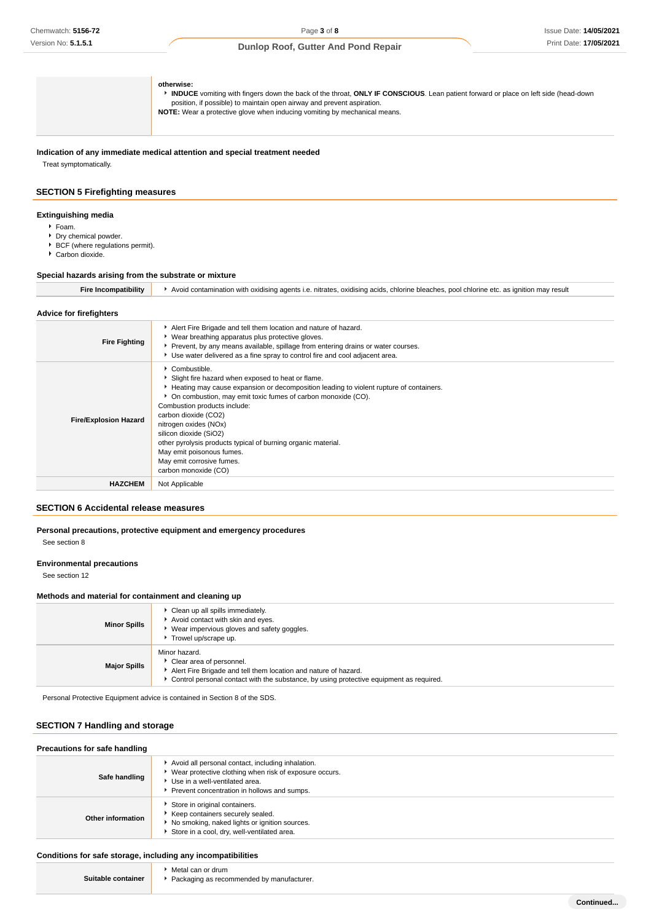| | |
|---|---|
| | **otherwise:**<br>▸ **INDUCE** vomiting with fingers down the back of the throat, **ONLY IF CONSCIOUS**. Lean patient forward or place on left side (head-down position, if possible) to maintain open airway and prevent aspiration.<br>**NOTE:** Wear a protective glove when inducing vomiting by mechanical means. |

### Indication of any immediate medical attention and special treatment needed

Treat symptomatically.

## SECTION 5 Firefighting measures

### Extinguishing media

- Foam.
- Dry chemical powder.
- BCF (where regulations permit).
- Carbon dioxide.

### Special hazards arising from the substrate or mixture

| | |
|---|---|
| **Fire Incompatibility** | ▸ Avoid contamination with oxidising agents i.e. nitrates, oxidising acids, chlorine bleaches, pool chlorine etc. as ignition may result |

### Advice for firefighters

| | |
|---|---|
| **Fire Fighting** | ▸ Alert Fire Brigade and tell them location and nature of hazard.<br>▸ Wear breathing apparatus plus protective gloves.<br>▸ Prevent, by any means available, spillage from entering drains or water courses.<br>▸ Use water delivered as a fine spray to control fire and cool adjacent area. |
| **Fire/Explosion Hazard** | ▸ Combustible.<br>▸ Slight fire hazard when exposed to heat or flame.<br>▸ Heating may cause expansion or decomposition leading to violent rupture of containers.<br>▸ On combustion, may emit toxic fumes of carbon monoxide (CO).<br>Combustion products include:<br>carbon dioxide ($CO_2$)<br>nitrogen oxides ($NO_x$)<br>silicon dioxide ($SiO_2$)<br>other pyrolysis products typical of burning organic material.<br>May emit poisonous fumes.<br>May emit corrosive fumes.<br>carbon monoxide (CO) |
| **HAZCHEM** | Not Applicable |

## SECTION 6 Accidental release measures

### Personal precautions, protective equipment and emergency procedures

See section 8

### Environmental precautions

See section 12

### Methods and material for containment and cleaning up

| | |
|---|---|
| **Minor Spills** | ▸ Clean up all spills immediately.<br>▸ Avoid contact with skin and eyes.<br>▸ Wear impervious gloves and safety goggles.<br>▸ Trowel up/scrape up. |
| **Major Spills** | Minor hazard.<br>▸ Clear area of personnel.<br>▸ Alert Fire Brigade and tell them location and nature of hazard.<br>▸ Control personal contact with the substance, by using protective equipment as required. |

Personal Protective Equipment advice is contained in Section 8 of the SDS.

## SECTION 7 Handling and storage

### Precautions for safe handling

| | |
|---|---|
| **Safe handling** | ▸ Avoid all personal contact, including inhalation.<br>▸ Wear protective clothing when risk of exposure occurs.<br>▸ Use in a well-ventilated area.<br>▸ Prevent concentration in hollows and sumps. |
| **Other information** | ▸ Store in original containers.<br>▸ Keep containers securely sealed.<br>▸ No smoking, naked lights or ignition sources.<br>▸ Store in a cool, dry, well-ventilated area. |

### Conditions for safe storage, including any incompatibilities

| | |
|---|---|
| **Suitable container** | ▸ Metal can or drum<br>▸ Packaging as recommended by manufacturer. |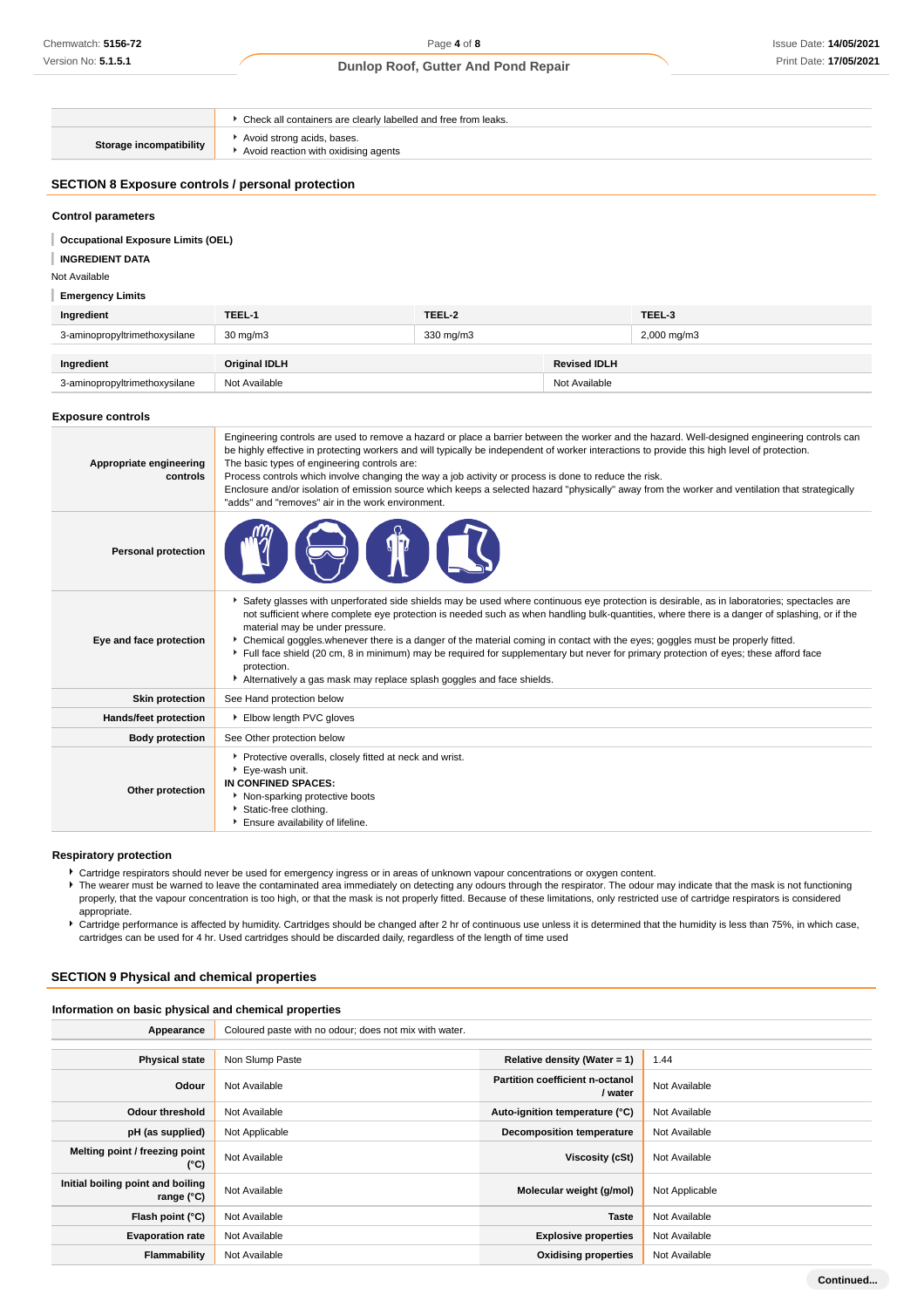|  |  |
|---|---|
|  | Check all containers are clearly labelled and free from leaks. |
| **Storage incompatibility** | Avoid strong acids, bases.<br>Avoid reaction with oxidising agents |

## SECTION 8 Exposure controls / personal protection

### Control parameters

**Occupational Exposure Limits (OEL)**

**INGREDIENT DATA**

Not Available

**Emergency Limits**

| Ingredient | TEEL-1 | TEEL-2 | TEEL-3 |
|---|---|---|---|
| 3-aminopropyltrimethoxysilane | 30 mg/m3 | 330 mg/m3 | 2,000 mg/m3 |

| Ingredient | Original IDLH | Revised IDLH |
|---|---|---|
| 3-aminopropyltrimethoxysilane | Not Available | Not Available |

### Exposure controls

|  |  |
|---|---|
| **Appropriate engineering controls** | Engineering controls are used to remove a hazard or place a barrier between the worker and the hazard. Well-designed engineering controls can be highly effective in protecting workers and will typically be independent of worker interactions to provide this high level of protection.<br>The basic types of engineering controls are:<br>Process controls which involve changing the way a job activity or process is done to reduce the risk.<br>Enclosure and/or isolation of emission source which keeps a selected hazard "physically" away from the worker and ventilation that strategically "adds" and "removes" air in the work environment. |
| **Personal protection** |  |
| **Eye and face protection** | Safety glasses with unperforated side shields may be used where continuous eye protection is desirable, as in laboratories; spectacles are not sufficient where complete eye protection is needed such as when handling bulk-quantities, where there is a danger of splashing, or if the material may be under pressure.<br>Chemical goggles.whenever there is a danger of the material coming in contact with the eyes; goggles must be properly fitted.<br>Full face shield (20 cm, 8 in minimum) may be required for supplementary but never for primary protection of eyes; these afford face protection.<br>Alternatively a gas mask may replace splash goggles and face shields. |
| **Skin protection** | See Hand protection below |
| **Hands/feet protection** | Elbow length PVC gloves |
| **Body protection** | See Other protection below |
| **Other protection** | Protective overalls, closely fitted at neck and wrist.<br>Eye-wash unit.<br>**IN CONFINED SPACES:**<br>Non-sparking protective boots<br>Static-free clothing.<br>Ensure availability of lifeline. |

### Respiratory protection

- Cartridge respirators should never be used for emergency ingress or in areas of unknown vapour concentrations or oxygen content.
- The wearer must be warned to leave the contaminated area immediately on detecting any odours through the respirator. The odour may indicate that the mask is not functioning properly, that the vapour concentration is too high, or that the mask is not properly fitted. Because of these limitations, only restricted use of cartridge respirators is considered appropriate.
- Cartridge performance is affected by humidity. Cartridges should be changed after 2 hr of continuous use unless it is determined that the humidity is less than 75%, in which case, cartridges can be used for 4 hr. Used cartridges should be discarded daily, regardless of the length of time used

## SECTION 9 Physical and chemical properties

### Information on basic physical and chemical properties

| Appearance | Coloured paste with no odour; does not mix with water. | | |
|---|---|---|---|
| **Physical state** | Non Slump Paste | **Relative density (Water = 1)** | 1.44 |
| **Odour** | Not Available | **Partition coefficient n-octanol / water** | Not Available |
| **Odour threshold** | Not Available | **Auto-ignition temperature (°C)** | Not Available |
| **pH (as supplied)** | Not Applicable | **Decomposition temperature** | Not Available |
| **Melting point / freezing point (°C)** | Not Available | **Viscosity (cSt)** | Not Available |
| **Initial boiling point and boiling range (°C)** | Not Available | **Molecular weight (g/mol)** | Not Applicable |
| **Flash point (°C)** | Not Available | **Taste** | Not Available |
| **Evaporation rate** | Not Available | **Explosive properties** | Not Available |
| **Flammability** | Not Available | **Oxidising properties** | Not Available |

Continued...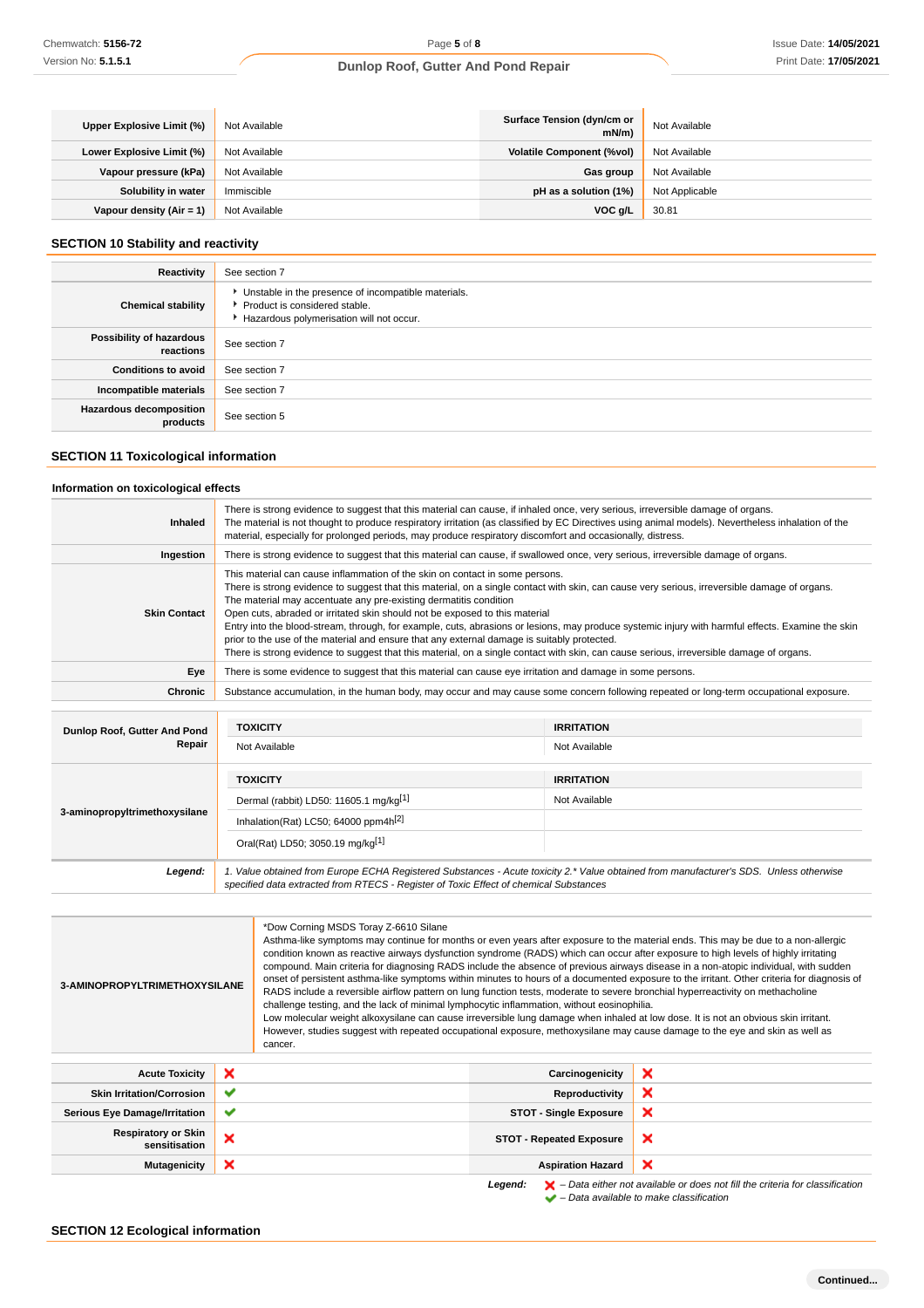| | | | |
|---|---|---|---|
| **Upper Explosive Limit (%)** | Not Available | **Surface Tension (dyn/cm or mN/m)** | Not Available |
| **Lower Explosive Limit (%)** | Not Available | **Volatile Component (%vol)** | Not Available |
| **Vapour pressure (kPa)** | Not Available | **Gas group** | Not Available |
| **Solubility in water** | Immiscible | **pH as a solution (1%)** | Not Applicable |
| **Vapour density (Air = 1)** | Not Available | **VOC g/L** | 30.81 |

## SECTION 10 Stability and reactivity

| | |
|---|---|
| **Reactivity** | See section 7 |
| **Chemical stability** | ‣ Unstable in the presence of incompatible materials.<br>‣ Product is considered stable.<br>‣ Hazardous polymerisation will not occur. |
| **Possibility of hazardous reactions** | See section 7 |
| **Conditions to avoid** | See section 7 |
| **Incompatible materials** | See section 7 |
| **Hazardous decomposition products** | See section 5 |

## SECTION 11 Toxicological information

### Information on toxicological effects

| | |
|---|---|
| **Inhaled** | There is strong evidence to suggest that this material can cause, if inhaled once, very serious, irreversible damage of organs.<br>The material is not thought to produce respiratory irritation (as classified by EC Directives using animal models). Nevertheless inhalation of the material, especially for prolonged periods, may produce respiratory discomfort and occasionally, distress. |
| **Ingestion** | There is strong evidence to suggest that this material can cause, if swallowed once, very serious, irreversible damage of organs. |
| **Skin Contact** | This material can cause inflammation of the skin on contact in some persons.<br>There is strong evidence to suggest that this material, on a single contact with skin, can cause very serious, irreversible damage of organs.<br>The material may accentuate any pre-existing dermatitis condition<br>Open cuts, abraded or irritated skin should not be exposed to this material<br>Entry into the blood-stream, through, for example, cuts, abrasions or lesions, may produce systemic injury with harmful effects. Examine the skin prior to the use of the material and ensure that any external damage is suitably protected.<br>There is strong evidence to suggest that this material, on a single contact with skin, can cause serious, irreversible damage of organs. |
| **Eye** | There is some evidence to suggest that this material can cause eye irritation and damage in some persons. |
| **Chronic** | Substance accumulation, in the human body, may occur and may cause some concern following repeated or long-term occupational exposure. |

| | TOXICITY | IRRITATION |
|---|---|---|
| **Dunlop Roof, Gutter And Pond Repair** | Not Available | Not Available |
| **3-aminopropyltrimethoxysilane** | **TOXICITY** | **IRRITATION** |
| | Dermal (rabbit) LD50: 11605.1 mg/kg[1] | Not Available |
| | Inhalation(Rat) LC50; 64000 ppm4h[2] | |
| | Oral(Rat) LD50; 3050.19 mg/kg[1] | |
| ***Legend:*** | *1. Value obtained from Europe ECHA Registered Substances - Acute toxicity 2.\* Value obtained from manufacturer's SDS. Unless otherwise specified data extracted from RTECS - Register of Toxic Effect of chemical Substances* | |

| | |
|---|---|
| **3-AMINOPROPYLTRIMETHOXYSILANE** | \*Dow Corning MSDS Toray Z-6610 Silane<br>Asthma-like symptoms may continue for months or even years after exposure to the material ends. This may be due to a non-allergic condition known as reactive airways dysfunction syndrome (RADS) which can occur after exposure to high levels of highly irritating compound. Main criteria for diagnosing RADS include the absence of previous airways disease in a non-atopic individual, with sudden onset of persistent asthma-like symptoms within minutes to hours of a documented exposure to the irritant. Other criteria for diagnosis of RADS include a reversible airflow pattern on lung function tests, moderate to severe bronchial hyperreactivity on methacholine challenge testing, and the lack of minimal lymphocytic inflammation, without eosinophilia.<br>Low molecular weight alkoxysilane can cause irreversible lung damage when inhaled at low dose. It is not an obvious skin irritant. However, studies suggest with repeated occupational exposure, methoxysilane may cause damage to the eye and skin as well as cancer. |

| | | | |
|---|---|---|---|
| **Acute Toxicity** | ✘ | **Carcinogenicity** | ✘ |
| **Skin Irritation/Corrosion** | ✔ | **Reproductivity** | ✘ |
| **Serious Eye Damage/Irritation** | ✔ | **STOT - Single Exposure** | ✘ |
| **Respiratory or Skin sensitisation** | ✘ | **STOT - Repeated Exposure** | ✘ |
| **Mutagenicity** | ✘ | **Aspiration Hazard** | ✘ |

***Legend:*** ✘ *– Data either not available or does not fill the criteria for classification*
✔ *– Data available to make classification*

## SECTION 12 Ecological information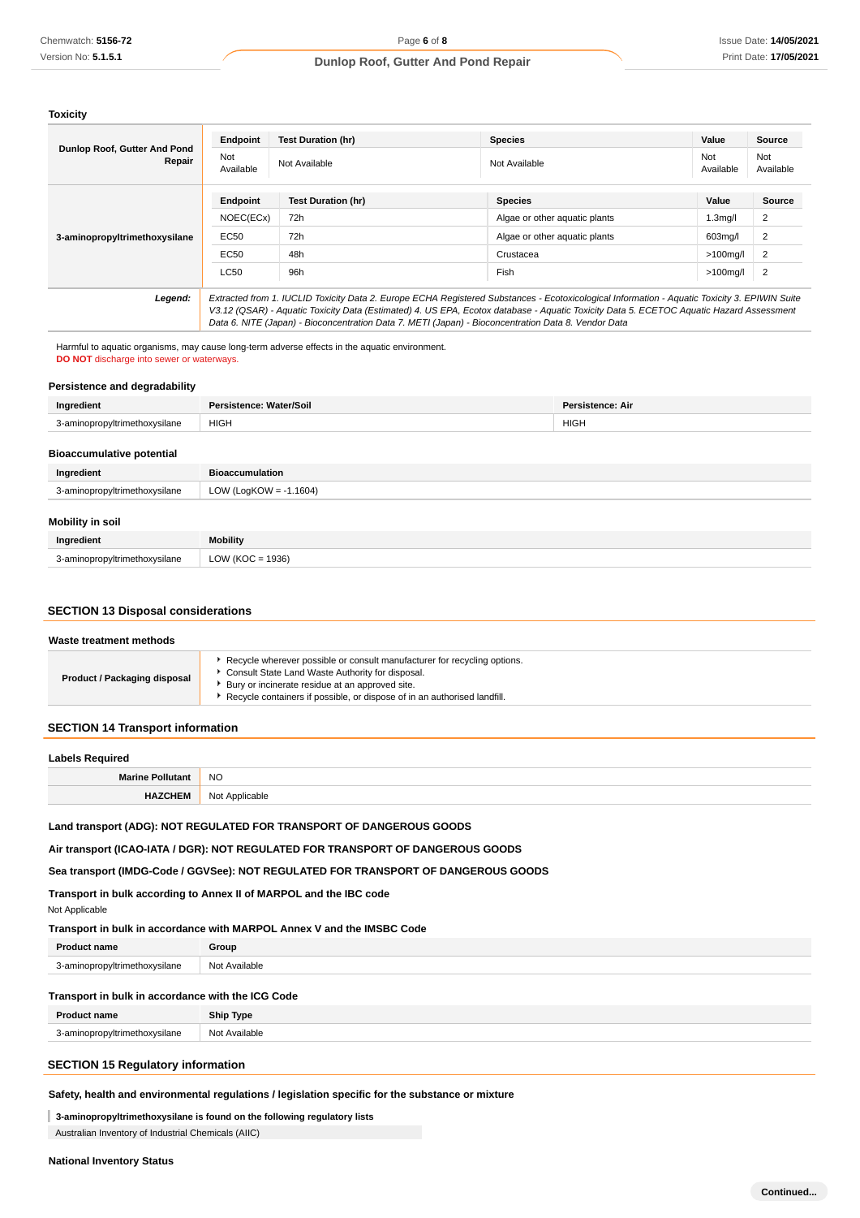### Toxicity

| | Endpoint | Test Duration (hr) | Species | Value | Source |
|---|---|---|---|---|---|
| **Dunlop Roof, Gutter And Pond Repair** | Not Available | Not Available | Not Available | Not Available | Not Available |
| **3-aminopropyltrimethoxysilane** | **Endpoint** | **Test Duration (hr)** | **Species** | **Value** | **Source** |
| | NOEC(ECx) | 72h | Algae or other aquatic plants | 1.3mg/l | 2 |
| | EC50 | 72h | Algae or other aquatic plants | 603mg/l | 2 |
| | EC50 | 48h | Crustacea | >100mg/l | 2 |
| | LC50 | 96h | Fish | >100mg/l | 2 |
| ***Legend:*** | *Extracted from 1. IUCLID Toxicity Data 2. Europe ECHA Registered Substances - Ecotoxicological Information - Aquatic Toxicity 3. EPIWIN Suite V3.12 (QSAR) - Aquatic Toxicity Data (Estimated) 4. US EPA, Ecotox database - Aquatic Toxicity Data 5. ECETOC Aquatic Hazard Assessment Data 6. NITE (Japan) - Bioconcentration Data 7. METI (Japan) - Bioconcentration Data 8. Vendor Data* | | | | |

Harmful to aquatic organisms, may cause long-term adverse effects in the aquatic environment.
**DO NOT** discharge into sewer or waterways.

### Persistence and degradability

| Ingredient | Persistence: Water/Soil | Persistence: Air |
|---|---|---|
| 3-aminopropyltrimethoxysilane | HIGH | HIGH |

### Bioaccumulative potential

| Ingredient | Bioaccumulation |
|---|---|
| 3-aminopropyltrimethoxysilane | LOW (LogKOW = -1.1604) |

### Mobility in soil

| Ingredient | Mobility |
|---|---|
| 3-aminopropyltrimethoxysilane | LOW (KOC = 1936) |

## SECTION 13 Disposal considerations

### Waste treatment methods

| | |
|---|---|
| **Product / Packaging disposal** | ▸ Recycle wherever possible or consult manufacturer for recycling options.<br>▸ Consult State Land Waste Authority for disposal.<br>▸ Bury or incinerate residue at an approved site.<br>▸ Recycle containers if possible, or dispose of in an authorised landfill. |

## SECTION 14 Transport information

### Labels Required

| | |
|---|---|
| **Marine Pollutant** | NO |
| **HAZCHEM** | Not Applicable |

**Land transport (ADG): NOT REGULATED FOR TRANSPORT OF DANGEROUS GOODS**

**Air transport (ICAO-IATA / DGR): NOT REGULATED FOR TRANSPORT OF DANGEROUS GOODS**

**Sea transport (IMDG-Code / GGVSee): NOT REGULATED FOR TRANSPORT OF DANGEROUS GOODS**

**Transport in bulk according to Annex II of MARPOL and the IBC code**

Not Applicable

**Transport in bulk in accordance with MARPOL Annex V and the IMSBC Code**

| Product name | Group |
|---|---|
| 3-aminopropyltrimethoxysilane | Not Available |

**Transport in bulk in accordance with the ICG Code**

| Product name | Ship Type |
|---|---|
| 3-aminopropyltrimethoxysilane | Not Available |

## SECTION 15 Regulatory information

### Safety, health and environmental regulations / legislation specific for the substance or mixture

**3-aminopropyltrimethoxysilane is found on the following regulatory lists**

Australian Inventory of Industrial Chemicals (AIIC)

### National Inventory Status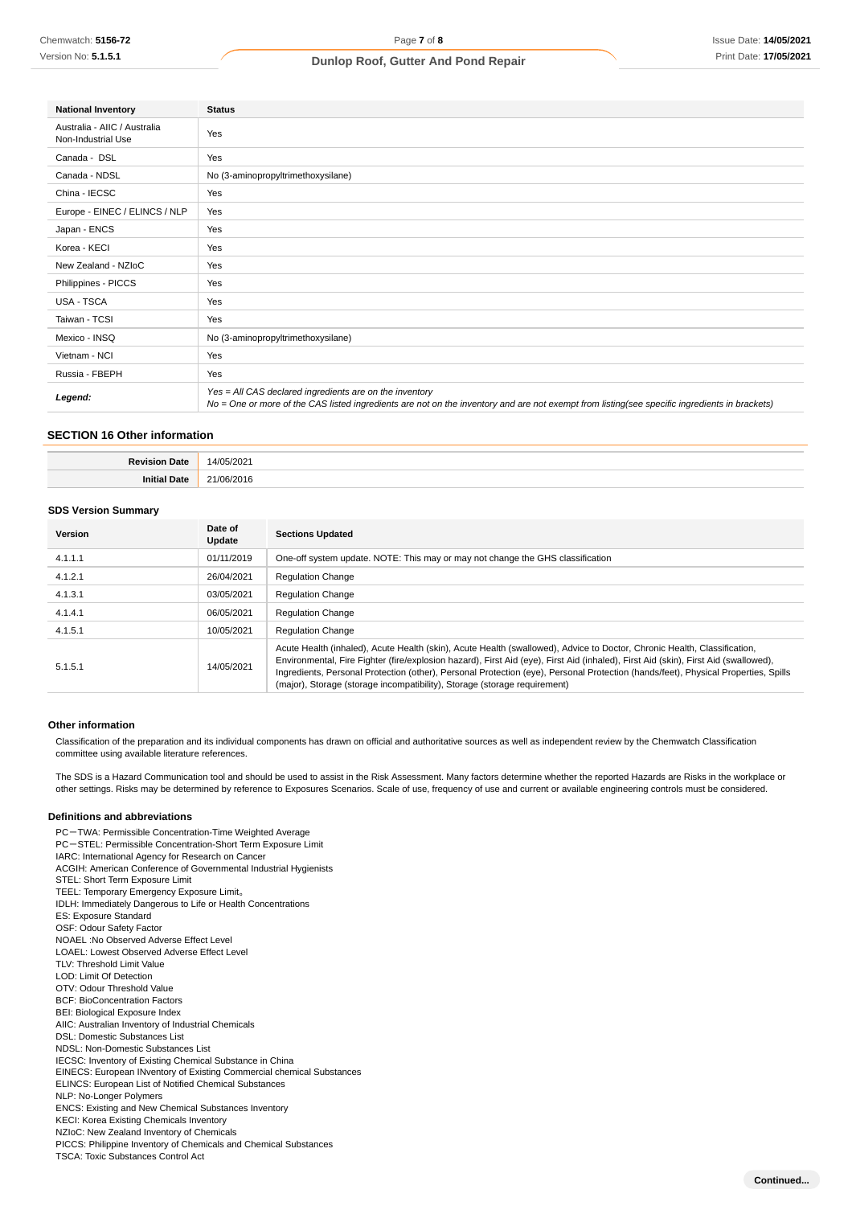| National Inventory | Status |
|---|---|
| Australia - AIIC / Australia Non-Industrial Use | Yes |
| Canada - DSL | Yes |
| Canada - NDSL | No (3-aminopropyltrimethoxysilane) |
| China - IECSC | Yes |
| Europe - EINEC / ELINCS / NLP | Yes |
| Japan - ENCS | Yes |
| Korea - KECI | Yes |
| New Zealand - NZIoC | Yes |
| Philippines - PICCS | Yes |
| USA - TSCA | Yes |
| Taiwan - TCSI | Yes |
| Mexico - INSQ | No (3-aminopropyltrimethoxysilane) |
| Vietnam - NCI | Yes |
| Russia - FBEPH | Yes |
| ***Legend:*** | *Yes = All CAS declared ingredients are on the inventory*<br>*No = One or more of the CAS listed ingredients are not on the inventory and are not exempt from listing(see specific ingredients in brackets)* |

## SECTION 16 Other information

| | |
|---|---|
| **Revision Date** | 14/05/2021 |
| **Initial Date** | 21/06/2016 |

### SDS Version Summary

| Version | Date of Update | Sections Updated |
|---|---|---|
| 4.1.1.1 | 01/11/2019 | One-off system update. NOTE: This may or may not change the GHS classification |
| 4.1.2.1 | 26/04/2021 | Regulation Change |
| 4.1.3.1 | 03/05/2021 | Regulation Change |
| 4.1.4.1 | 06/05/2021 | Regulation Change |
| 4.1.5.1 | 10/05/2021 | Regulation Change |
| 5.1.5.1 | 14/05/2021 | Acute Health (inhaled), Acute Health (skin), Acute Health (swallowed), Advice to Doctor, Chronic Health, Classification, Environmental, Fire Fighter (fire/explosion hazard), First Aid (eye), First Aid (inhaled), First Aid (skin), First Aid (swallowed), Ingredients, Personal Protection (other), Personal Protection (eye), Personal Protection (hands/feet), Physical Properties, Spills (major), Storage (storage incompatibility), Storage (storage requirement) |

### Other information

Classification of the preparation and its individual components has drawn on official and authoritative sources as well as independent review by the Chemwatch Classification committee using available literature references.

The SDS is a Hazard Communication tool and should be used to assist in the Risk Assessment. Many factors determine whether the reported Hazards are Risks in the workplace or other settings. Risks may be determined by reference to Exposures Scenarios. Scale of use, frequency of use and current or available engineering controls must be considered.

### Definitions and abbreviations

PC－TWA: Permissible Concentration-Time Weighted Average
PC－STEL: Permissible Concentration-Short Term Exposure Limit
IARC: International Agency for Research on Cancer
ACGIH: American Conference of Governmental Industrial Hygienists
STEL: Short Term Exposure Limit
TEEL: Temporary Emergency Exposure Limit。
IDLH: Immediately Dangerous to Life or Health Concentrations
ES: Exposure Standard
OSF: Odour Safety Factor
NOAEL :No Observed Adverse Effect Level
LOAEL: Lowest Observed Adverse Effect Level
TLV: Threshold Limit Value
LOD: Limit Of Detection
OTV: Odour Threshold Value
BCF: BioConcentration Factors
BEI: Biological Exposure Index
AIIC: Australian Inventory of Industrial Chemicals
DSL: Domestic Substances List
NDSL: Non-Domestic Substances List
IECSC: Inventory of Existing Chemical Substance in China
EINECS: European INventory of Existing Commercial chemical Substances
ELINCS: European List of Notified Chemical Substances
NLP: No-Longer Polymers
ENCS: Existing and New Chemical Substances Inventory
KECI: Korea Existing Chemicals Inventory
NZIoC: New Zealand Inventory of Chemicals
PICCS: Philippine Inventory of Chemicals and Chemical Substances
TSCA: Toxic Substances Control Act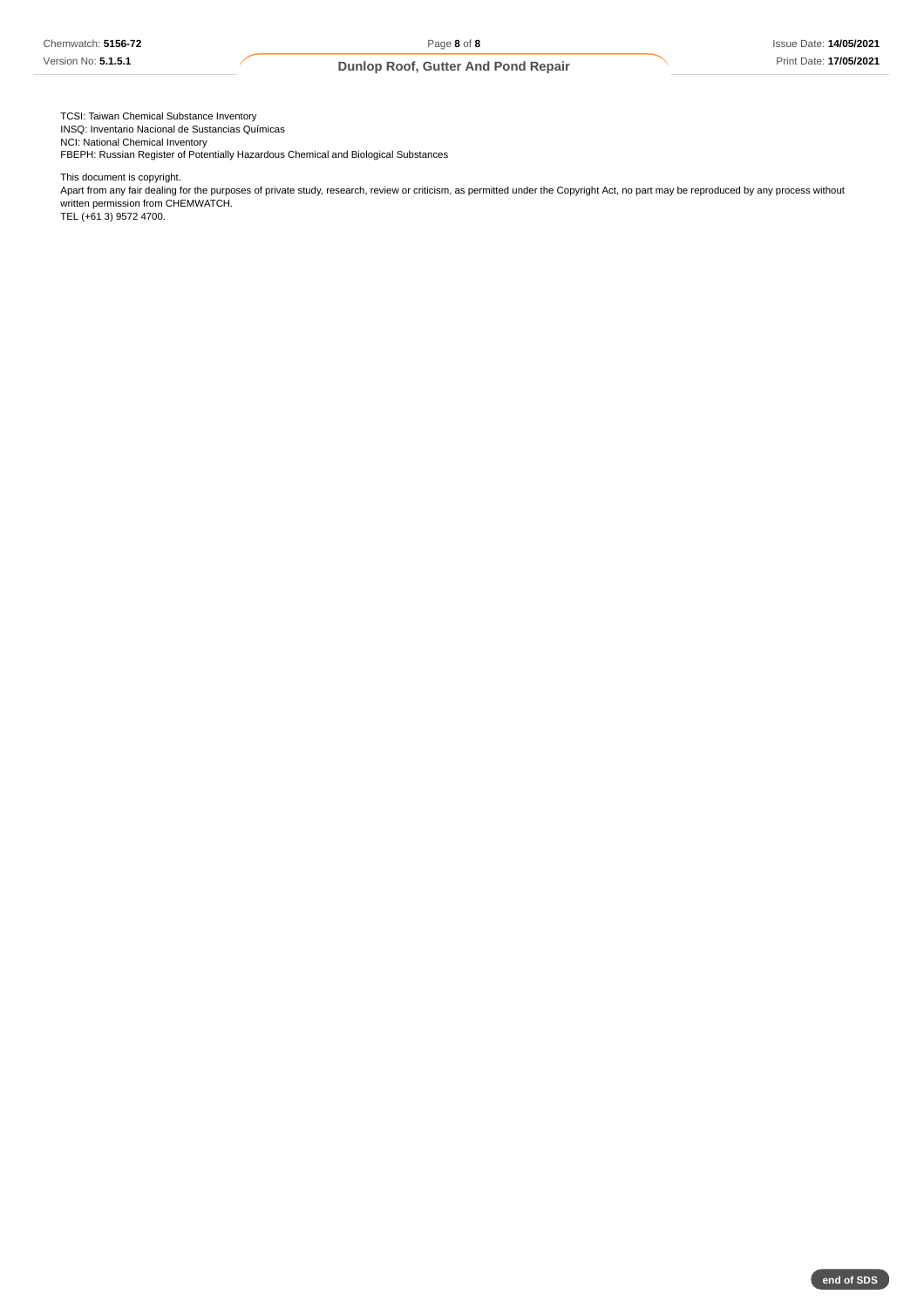TCSI: Taiwan Chemical Substance Inventory
INSQ: Inventario Nacional de Sustancias Químicas
NCI: National Chemical Inventory
FBEPH: Russian Register of Potentially Hazardous Chemical and Biological Substances

This document is copyright.
Apart from any fair dealing for the purposes of private study, research, review or criticism, as permitted under the Copyright Act, no part may be reproduced by any process without written permission from CHEMWATCH.
TEL (+61 3) 9572 4700.

end of SDS